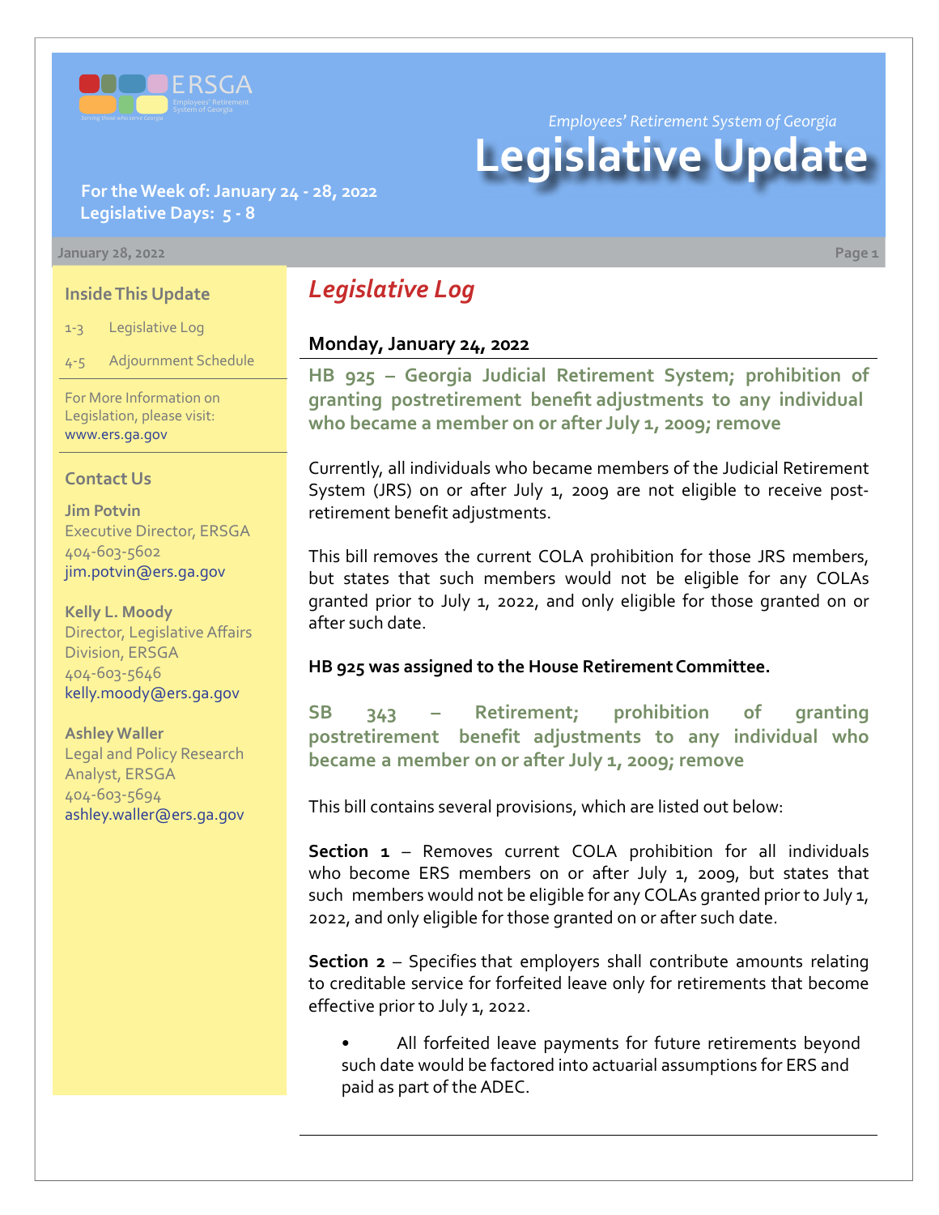Employees' Retirement System of Georgia

# Legislative Update

**For the Week of: January 24 - 28, 2022**
**Legislative Days: 5 - 8**

January 28, 2022

### Inside This Update

- 1-3 Legislative Log
- 4-5 Adjournment Schedule

For More Information on Legislation, please visit: www.ers.ga.gov

### Contact Us

**Jim Potvin**
Executive Director, ERSGA
404-603-5602
jim.potvin@ers.ga.gov

**Kelly L. Moody**
Director, Legislative Affairs Division, ERSGA
404-603-5646
kelly.moody@ers.ga.gov

**Ashley Waller**
Legal and Policy Research Analyst, ERSGA
404-603-5694
ashley.waller@ers.ga.gov

## *Legislative Log*

### Monday, January 24, 2022

**HB 925 – Georgia Judicial Retirement System; prohibition of granting postretirement benefit adjustments to any individual who became a member on or after July 1, 2009; remove**

Currently, all individuals who became members of the Judicial Retirement System (JRS) on or after July 1, 2009 are not eligible to receive post-retirement benefit adjustments.

This bill removes the current COLA prohibition for those JRS members, but states that such members would not be eligible for any COLAs granted prior to July 1, 2022, and only eligible for those granted on or after such date.

**HB 925 was assigned to the House Retirement Committee.**

**SB 343 – Retirement; prohibition of granting postretirement benefit adjustments to any individual who became a member on or after July 1, 2009; remove**

This bill contains several provisions, which are listed out below:

**Section 1** – Removes current COLA prohibition for all individuals who become ERS members on or after July 1, 2009, but states that such members would not be eligible for any COLAs granted prior to July 1, 2022, and only eligible for those granted on or after such date.

**Section 2** – Specifies that employers shall contribute amounts relating to creditable service for forfeited leave only for retirements that become effective prior to July 1, 2022.

- All forfeited leave payments for future retirements beyond such date would be factored into actuarial assumptions for ERS and paid as part of the ADEC.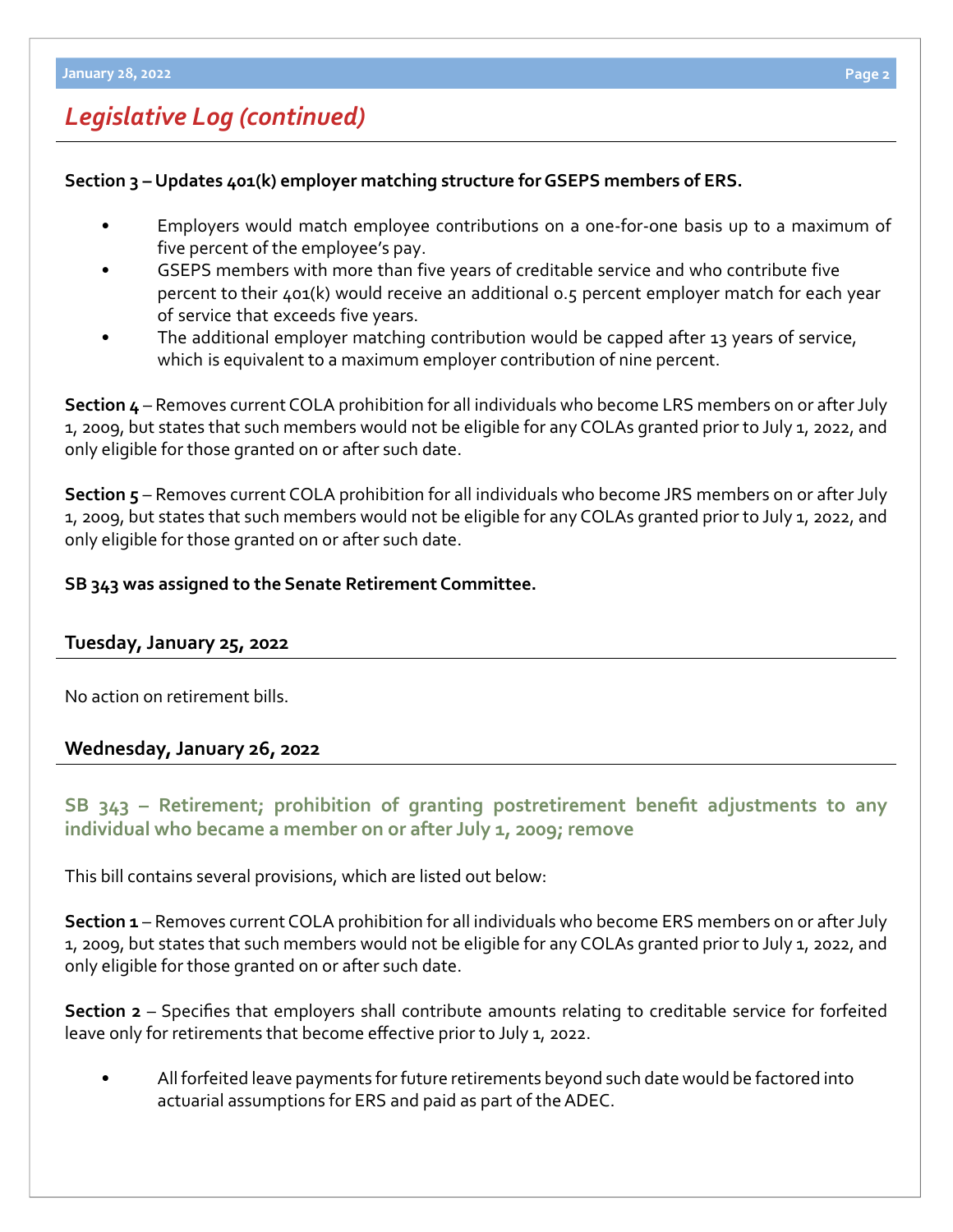## *Legislative Log (continued)*

**Section 3 – Updates 401(k) employer matching structure for GSEPS members of ERS.**

- Employers would match employee contributions on a one-for-one basis up to a maximum of five percent of the employee's pay.
- GSEPS members with more than five years of creditable service and who contribute five percent to their 401(k) would receive an additional 0.5 percent employer match for each year of service that exceeds five years.
- The additional employer matching contribution would be capped after 13 years of service, which is equivalent to a maximum employer contribution of nine percent.

**Section 4** – Removes current COLA prohibition for all individuals who become LRS members on or after July 1, 2009, but states that such members would not be eligible for any COLAs granted prior to July 1, 2022, and only eligible for those granted on or after such date.

**Section 5** – Removes current COLA prohibition for all individuals who become JRS members on or after July 1, 2009, but states that such members would not be eligible for any COLAs granted prior to July 1, 2022, and only eligible for those granted on or after such date.

**SB 343 was assigned to the Senate Retirement Committee.**

### Tuesday, January 25, 2022

No action on retirement bills.

### Wednesday, January 26, 2022

#### SB 343 – Retirement; prohibition of granting postretirement benefit adjustments to any individual who became a member on or after July 1, 2009; remove

This bill contains several provisions, which are listed out below:

**Section 1** – Removes current COLA prohibition for all individuals who become ERS members on or after July 1, 2009, but states that such members would not be eligible for any COLAs granted prior to July 1, 2022, and only eligible for those granted on or after such date.

**Section 2** – Specifies that employers shall contribute amounts relating to creditable service for forfeited leave only for retirements that become effective prior to July 1, 2022.

- All forfeited leave payments for future retirements beyond such date would be factored into actuarial assumptions for ERS and paid as part of the ADEC.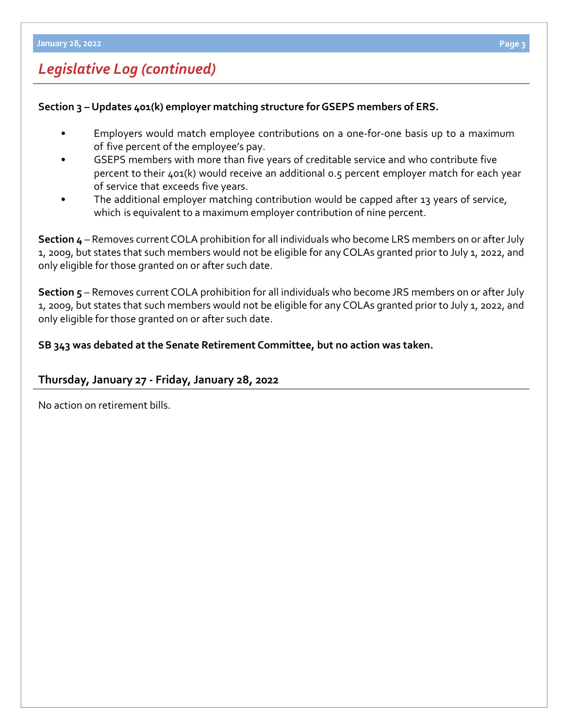## *Legislative Log (continued)*

**Section 3 – Updates 401(k) employer matching structure for GSEPS members of ERS.**

- Employers would match employee contributions on a one-for-one basis up to a maximum of five percent of the employee's pay.
- GSEPS members with more than five years of creditable service and who contribute five percent to their 401(k) would receive an additional 0.5 percent employer match for each year of service that exceeds five years.
- The additional employer matching contribution would be capped after 13 years of service, which is equivalent to a maximum employer contribution of nine percent.

**Section 4** – Removes current COLA prohibition for all individuals who become LRS members on or after July 1, 2009, but states that such members would not be eligible for any COLAs granted prior to July 1, 2022, and only eligible for those granted on or after such date.

**Section 5** – Removes current COLA prohibition for all individuals who become JRS members on or after July 1, 2009, but states that such members would not be eligible for any COLAs granted prior to July 1, 2022, and only eligible for those granted on or after such date.

**SB 343 was debated at the Senate Retirement Committee, but no action was taken.**

### Thursday, January 27 - Friday, January 28, 2022

No action on retirement bills.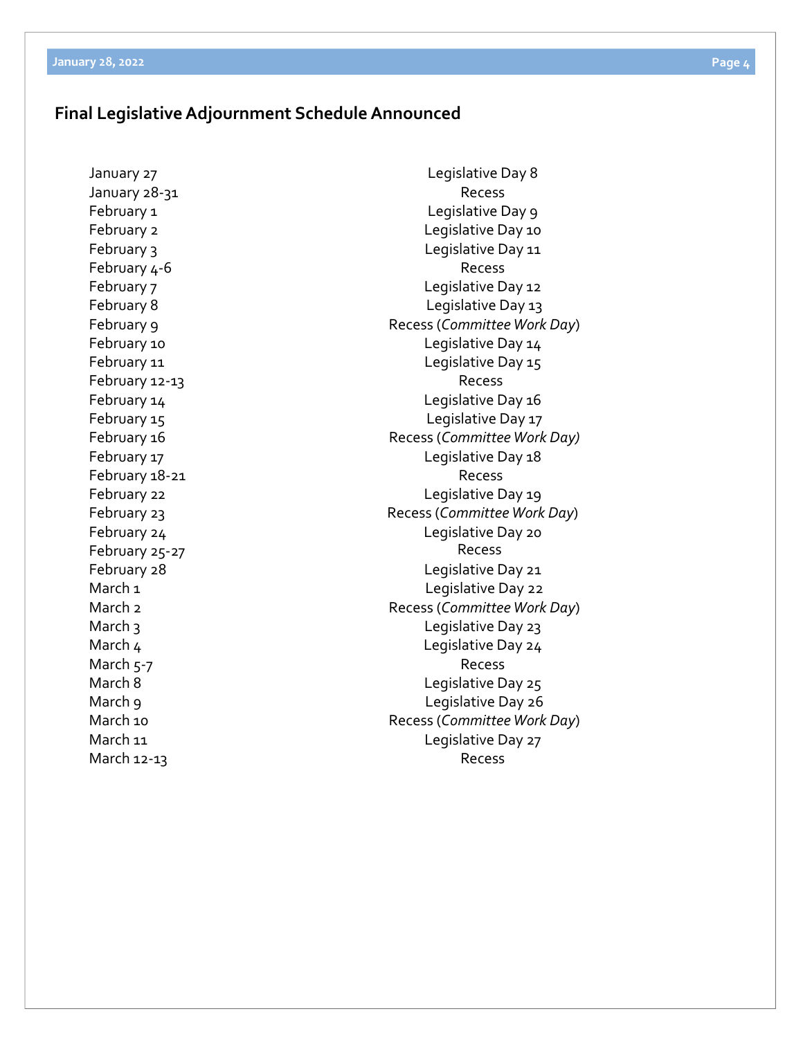## Final Legislative Adjournment Schedule Announced

| | |
|---|---|
| January 27 | Legislative Day 8 |
| January 28-31 | Recess |
| February 1 | Legislative Day 9 |
| February 2 | Legislative Day 10 |
| February 3 | Legislative Day 11 |
| February 4-6 | Recess |
| February 7 | Legislative Day 12 |
| February 8 | Legislative Day 13 |
| February 9 | Recess (*Committee Work Day*) |
| February 10 | Legislative Day 14 |
| February 11 | Legislative Day 15 |
| February 12-13 | Recess |
| February 14 | Legislative Day 16 |
| February 15 | Legislative Day 17 |
| February 16 | Recess (*Committee Work Day)* |
| February 17 | Legislative Day 18 |
| February 18-21 | Recess |
| February 22 | Legislative Day 19 |
| February 23 | Recess (*Committee Work Day*) |
| February 24 | Legislative Day 20 |
| February 25-27 | Recess |
| February 28 | Legislative Day 21 |
| March 1 | Legislative Day 22 |
| March 2 | Recess (*Committee Work Day*) |
| March 3 | Legislative Day 23 |
| March 4 | Legislative Day 24 |
| March 5-7 | Recess |
| March 8 | Legislative Day 25 |
| March 9 | Legislative Day 26 |
| March 10 | Recess (*Committee Work Day*) |
| March 11 | Legislative Day 27 |
| March 12-13 | Recess |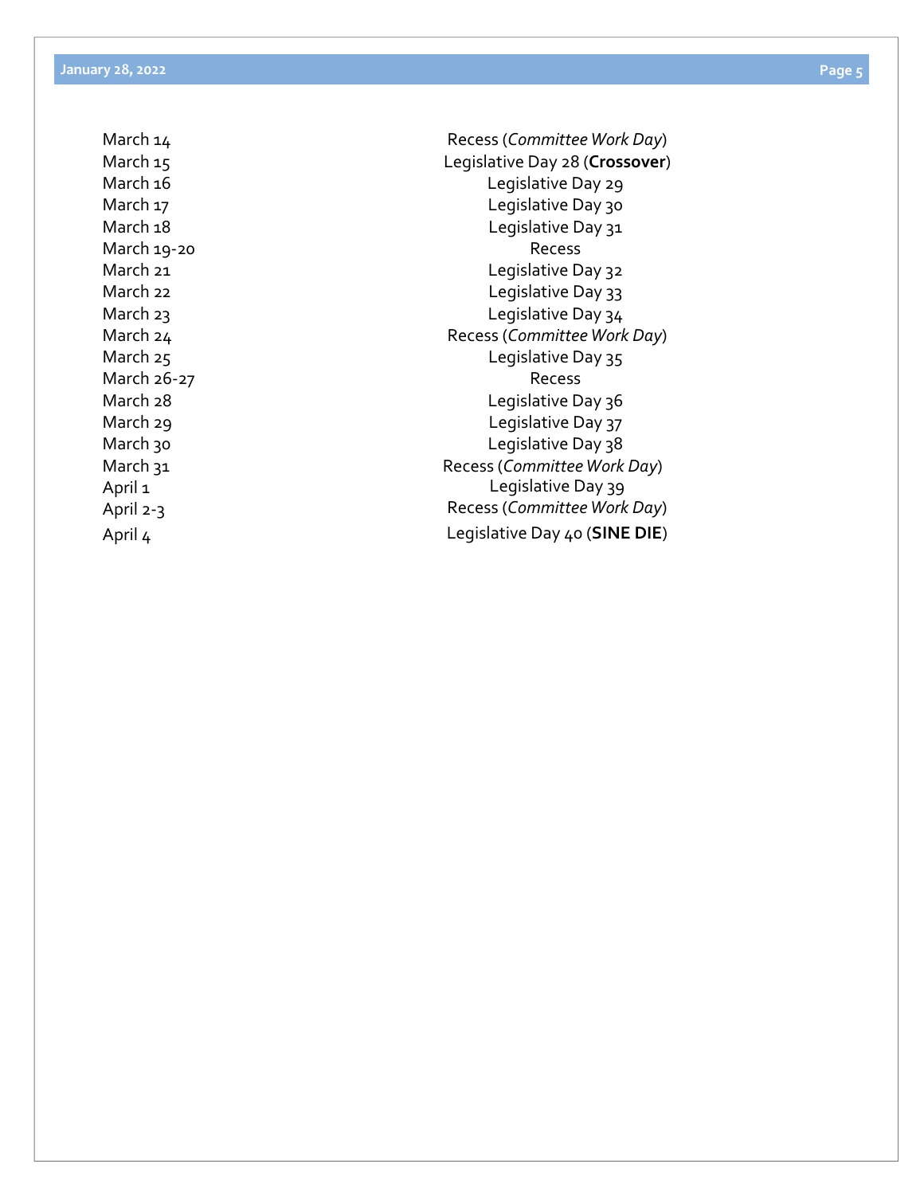| | |
|---|---|
| March 14 | Recess (*Committee Work Day*) |
| March 15 | Legislative Day 28 (**Crossover**) |
| March 16 | Legislative Day 29 |
| March 17 | Legislative Day 30 |
| March 18 | Legislative Day 31 |
| March 19-20 | Recess |
| March 21 | Legislative Day 32 |
| March 22 | Legislative Day 33 |
| March 23 | Legislative Day 34 |
| March 24 | Recess (*Committee Work Day*) |
| March 25 | Legislative Day 35 |
| March 26-27 | Recess |
| March 28 | Legislative Day 36 |
| March 29 | Legislative Day 37 |
| March 30 | Legislative Day 38 |
| March 31 | Recess (*Committee Work Day*) |
| April 1 | Legislative Day 39 |
| April 2-3 | Recess (*Committee Work Day*) |
| April 4 | Legislative Day 40 (**SINE DIE**) |